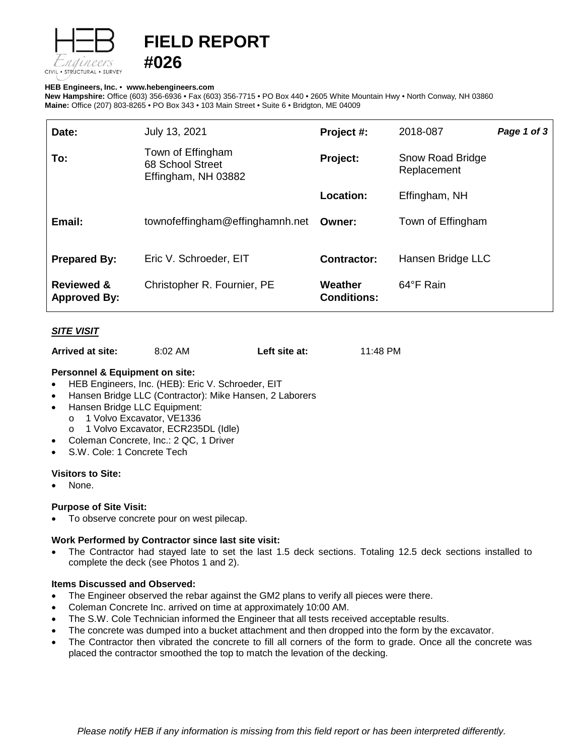# FIELD REPORT #026

**HEB Engineers, Inc.** • **www.hebengineers.com**
**New Hampshire:** Office (603) 356-6936 • Fax (603) 356-7715 • PO Box 440 • 2605 White Mountain Hwy • North Conway, NH 03860
**Maine:** Office (207) 803-8265 • PO Box 343 • 103 Main Street • Suite 6 • Bridgton, ME 04009

| | | | | |
|---|---|---|---|---|
| **Date:** | July 13, 2021 | **Project #:** | 2018-087 | ***Page 1 of 3*** |
| **To:** | Town of Effingham<br>68 School Street<br>Effingham, NH 03882 | **Project:** | Snow Road Bridge Replacement | |
| | | **Location:** | Effingham, NH | |
| **Email:** | townofeffingham@effinghamnh.net | **Owner:** | Town of Effingham | |
| **Prepared By:** | Eric V. Schroeder, EIT | **Contractor:** | Hansen Bridge LLC | |
| **Reviewed & Approved By:** | Christopher R. Fournier, PE | **Weather Conditions:** | 64°F Rain | |

## ***SITE VISIT***

**Arrived at site:** 8:02 AM **Left site at:** 11:48 PM

### Personnel & Equipment on site:

- HEB Engineers, Inc. (HEB): Eric V. Schroeder, EIT
- Hansen Bridge LLC (Contractor): Mike Hansen, 2 Laborers
- Hansen Bridge LLC Equipment:
  - 1 Volvo Excavator, VE1336
  - 1 Volvo Excavator, ECR235DL (Idle)
- Coleman Concrete, Inc.: 2 QC, 1 Driver
- S.W. Cole: 1 Concrete Tech

### Visitors to Site:

- None.

### Purpose of Site Visit:

- To observe concrete pour on west pilecap.

### Work Performed by Contractor since last site visit:

- The Contractor had stayed late to set the last 1.5 deck sections. Totaling 12.5 deck sections installed to complete the deck (see Photos 1 and 2).

### Items Discussed and Observed:

- The Engineer observed the rebar against the GM2 plans to verify all pieces were there.
- Coleman Concrete Inc. arrived on time at approximately 10:00 AM.
- The S.W. Cole Technician informed the Engineer that all tests received acceptable results.
- The concrete was dumped into a bucket attachment and then dropped into the form by the excavator.
- The Contractor then vibrated the concrete to fill all corners of the form to grade. Once all the concrete was placed the contractor smoothed the top to match the levation of the decking.

*Please notify HEB if any information is missing from this field report or has been interpreted differently.*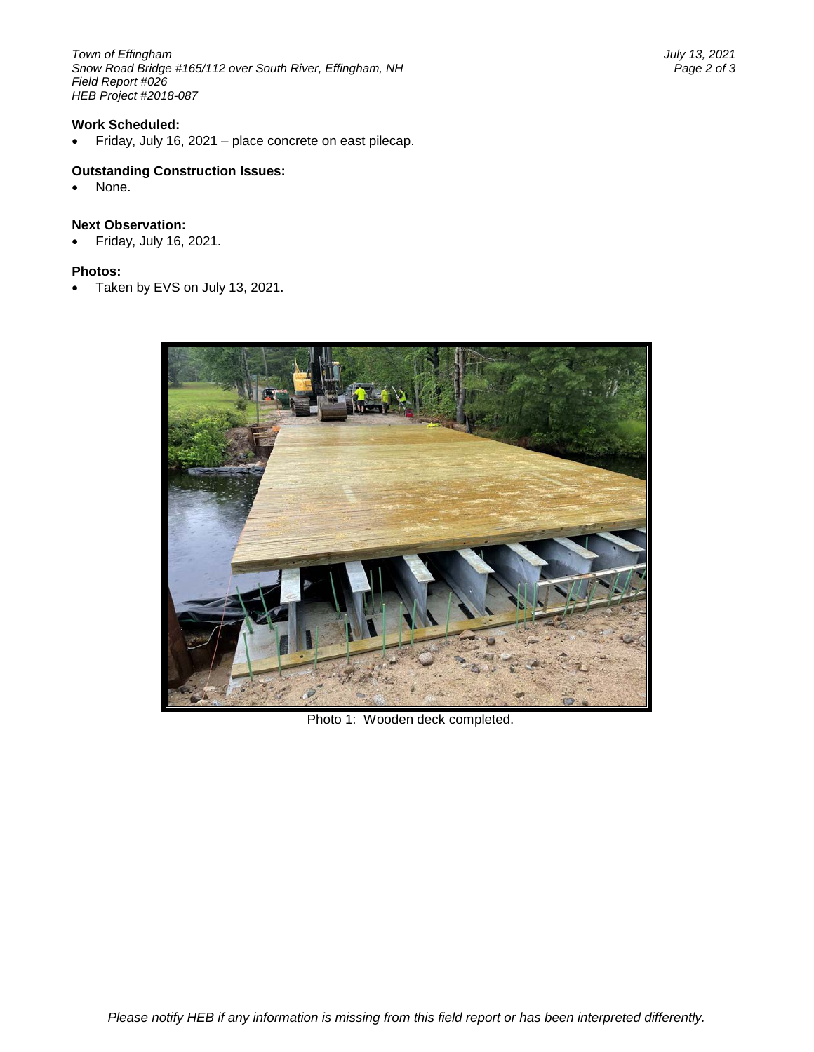**Work Scheduled:**

- Friday, July 16, 2021 – place concrete on east pilecap.

**Outstanding Construction Issues:**

- None.

**Next Observation:**

- Friday, July 16, 2021.

**Photos:**

- Taken by EVS on July 13, 2021.

Photo 1: Wooden deck completed.

*Please notify HEB if any information is missing from this field report or has been interpreted differently.*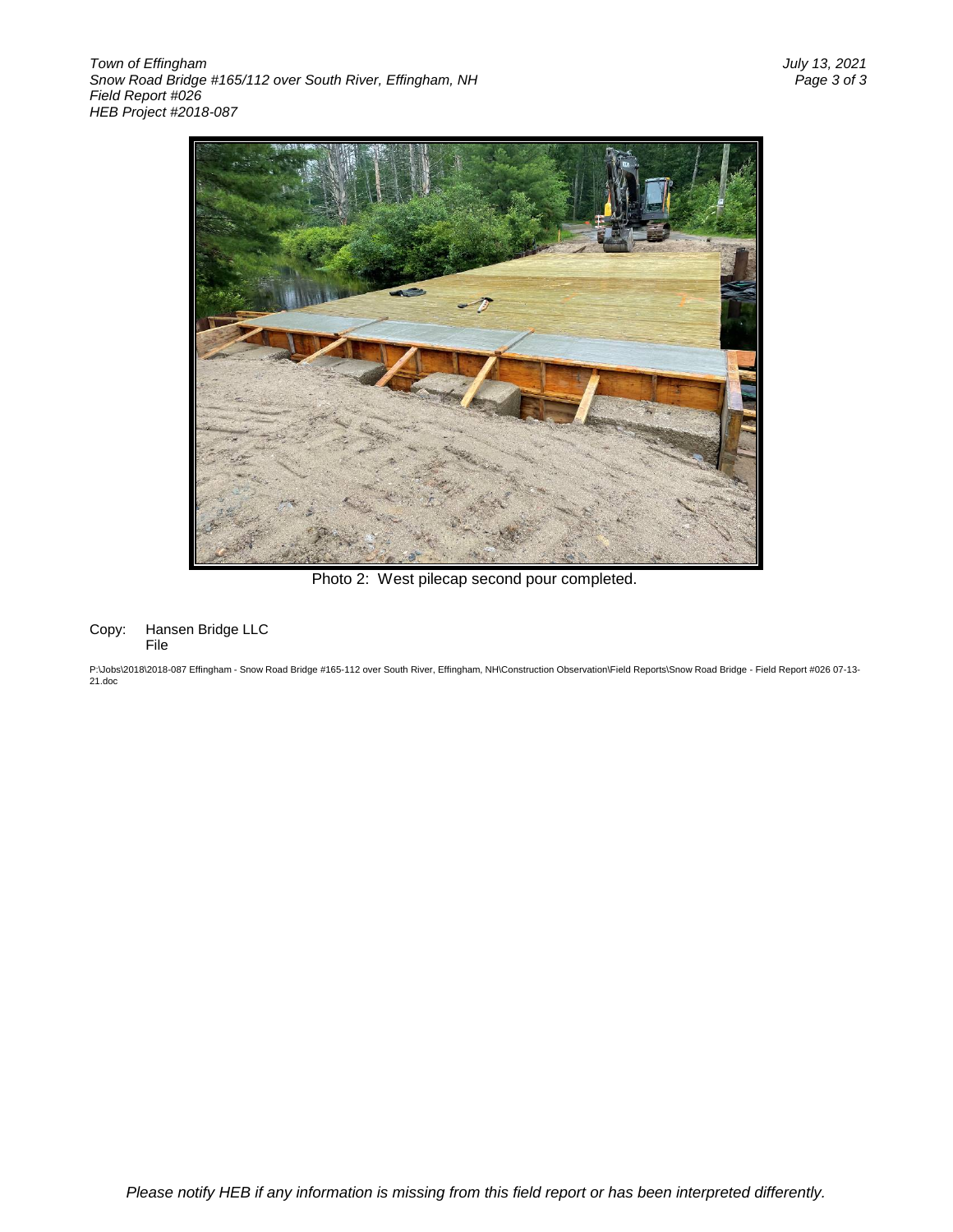Photo 2: West pilecap second pour completed.

Copy: Hansen Bridge LLC
File

P:\Jobs\2018\2018-087 Effingham - Snow Road Bridge #165-112 over South River, Effingham, NH\Construction Observation\Field Reports\Snow Road Bridge - Field Report #026 07-13-21.doc

*Please notify HEB if any information is missing from this field report or has been interpreted differently.*